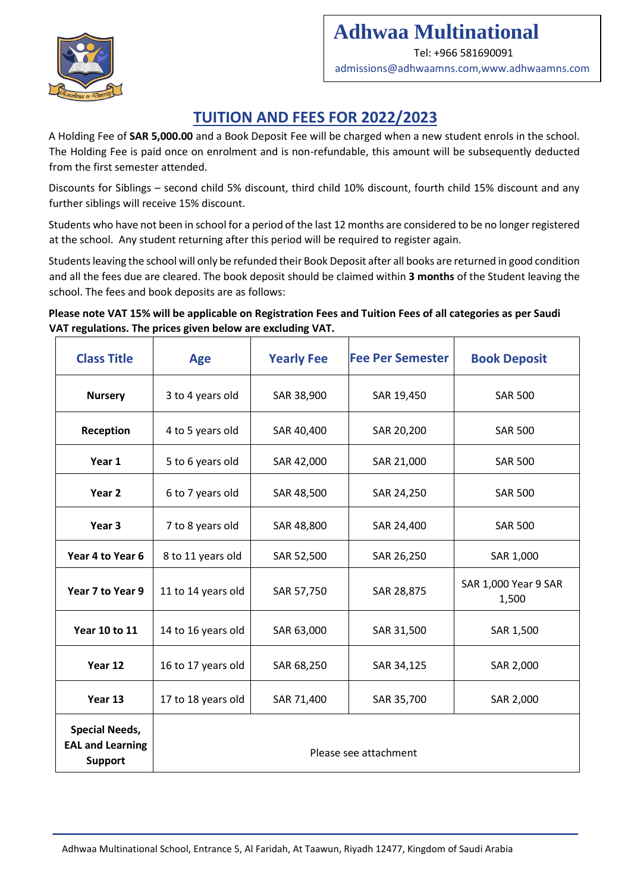# Adhwaa Multinational

Tel: +966 581690091

admissions@adhwaamns.com,www.adhwaamns.com

## TUITION AND FEES FOR 2022/2023

A Holding Fee of **SAR 5,000.00** and a Book Deposit Fee will be charged when a new student enrols in the school. The Holding Fee is paid once on enrolment and is non-refundable, this amount will be subsequently deducted from the first semester attended.

Discounts for Siblings – second child 5% discount, third child 10% discount, fourth child 15% discount and any further siblings will receive 15% discount.

Students who have not been in school for a period of the last 12 months are considered to be no longer registered at the school. Any student returning after this period will be required to register again.

Students leaving the school will only be refunded their Book Deposit after all books are returned in good condition and all the fees due are cleared. The book deposit should be claimed within **3 months** of the Student leaving the school. The fees and book deposits are as follows:

**Please note VAT 15% will be applicable on Registration Fees and Tuition Fees of all categories as per Saudi VAT regulations. The prices given below are excluding VAT.**

| Class Title | Age | Yearly Fee | Fee Per Semester | Book Deposit |
|---|---|---|---|---|
| **Nursery** | 3 to 4 years old | SAR 38,900 | SAR 19,450 | SAR 500 |
| **Reception** | 4 to 5 years old | SAR 40,400 | SAR 20,200 | SAR 500 |
| **Year 1** | 5 to 6 years old | SAR 42,000 | SAR 21,000 | SAR 500 |
| **Year 2** | 6 to 7 years old | SAR 48,500 | SAR 24,250 | SAR 500 |
| **Year 3** | 7 to 8 years old | SAR 48,800 | SAR 24,400 | SAR 500 |
| **Year 4 to Year 6** | 8 to 11 years old | SAR 52,500 | SAR 26,250 | SAR 1,000 |
| **Year 7 to Year 9** | 11 to 14 years old | SAR 57,750 | SAR 28,875 | SAR 1,000 Year 9 SAR 1,500 |
| **Year 10 to 11** | 14 to 16 years old | SAR 63,000 | SAR 31,500 | SAR 1,500 |
| **Year 12** | 16 to 17 years old | SAR 68,250 | SAR 34,125 | SAR 2,000 |
| **Year 13** | 17 to 18 years old | SAR 71,400 | SAR 35,700 | SAR 2,000 |
| **Special Needs, EAL and Learning Support** | Please see attachment | | | |

Adhwaa Multinational School, Entrance 5, Al Faridah, At Taawun, Riyadh 12477, Kingdom of Saudi Arabia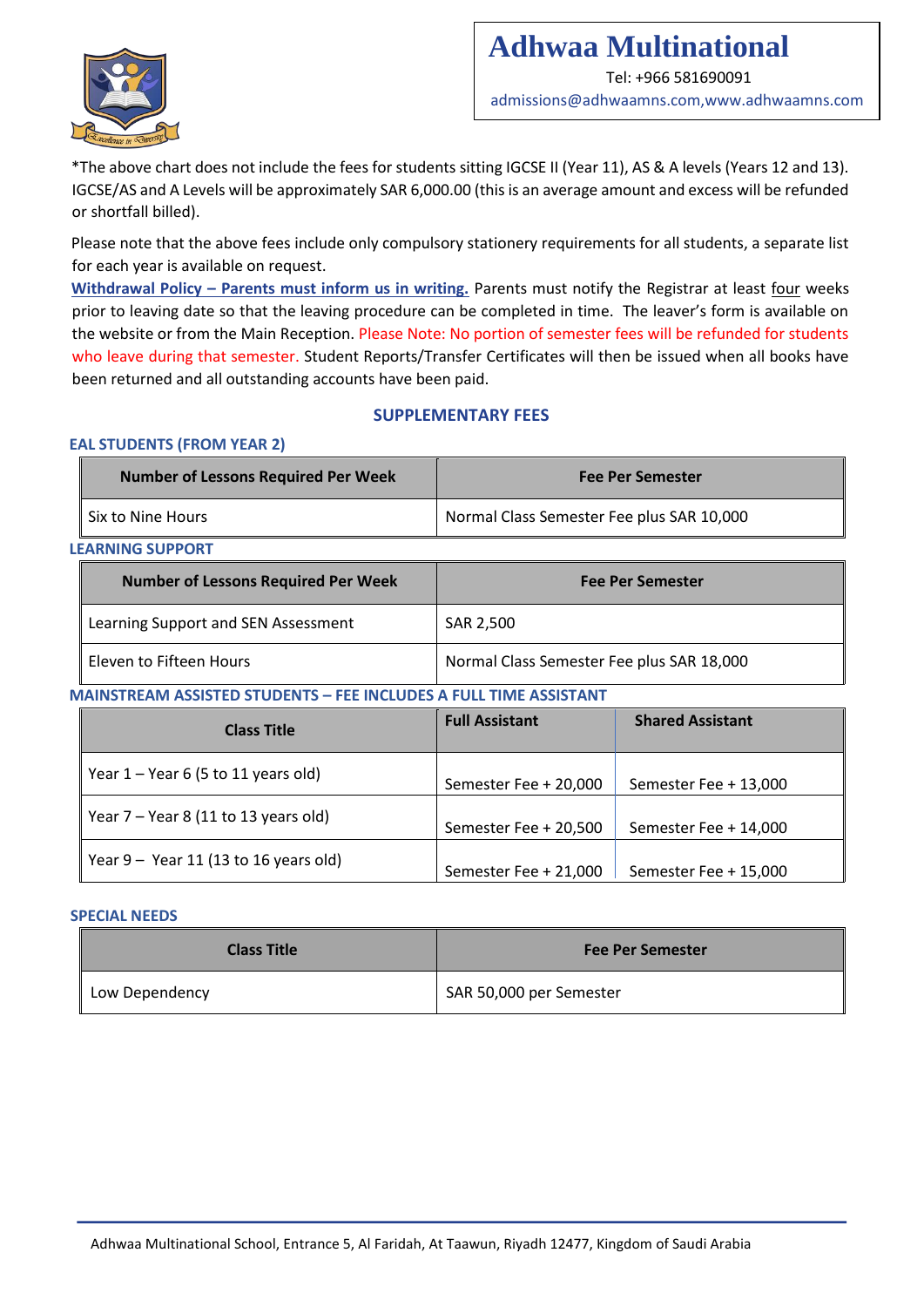*The above chart does not include the fees for students sitting IGCSE II (Year 11), AS & A levels (Years 12 and 13). IGCSE/AS and A Levels will be approximately SAR 6,000.00 (this is an average amount and excess will be refunded or shortfall billed).

Please note that the above fees include only compulsory stationery requirements for all students, a separate list for each year is available on request.

**Withdrawal Policy – Parents must inform us in writing.** Parents must notify the Registrar at least four weeks prior to leaving date so that the leaving procedure can be completed in time. The leaver's form is available on the website or from the Main Reception. Please Note: No portion of semester fees will be refunded for students who leave during that semester. Student Reports/Transfer Certificates will then be issued when all books have been returned and all outstanding accounts have been paid.

## SUPPLEMENTARY FEES

### EAL STUDENTS (FROM YEAR 2)

| Number of Lessons Required Per Week | Fee Per Semester |
|---|---|
| Six to Nine Hours | Normal Class Semester Fee plus SAR 10,000 |

### LEARNING SUPPORT

| Number of Lessons Required Per Week | Fee Per Semester |
|---|---|
| Learning Support and SEN Assessment | SAR 2,500 |
| Eleven to Fifteen Hours | Normal Class Semester Fee plus SAR 18,000 |

### MAINSTREAM ASSISTED STUDENTS – FEE INCLUDES A FULL TIME ASSISTANT

| Class Title | Full Assistant | Shared Assistant |
|---|---|---|
| Year 1 – Year 6 (5 to 11 years old) | Semester Fee + 20,000 | Semester Fee + 13,000 |
| Year 7 – Year 8 (11 to 13 years old) | Semester Fee + 20,500 | Semester Fee + 14,000 |
| Year 9 – Year 11 (13 to 16 years old) | Semester Fee + 21,000 | Semester Fee + 15,000 |

### SPECIAL NEEDS

| Class Title | Fee Per Semester |
|---|---|
| Low Dependency | SAR 50,000 per Semester |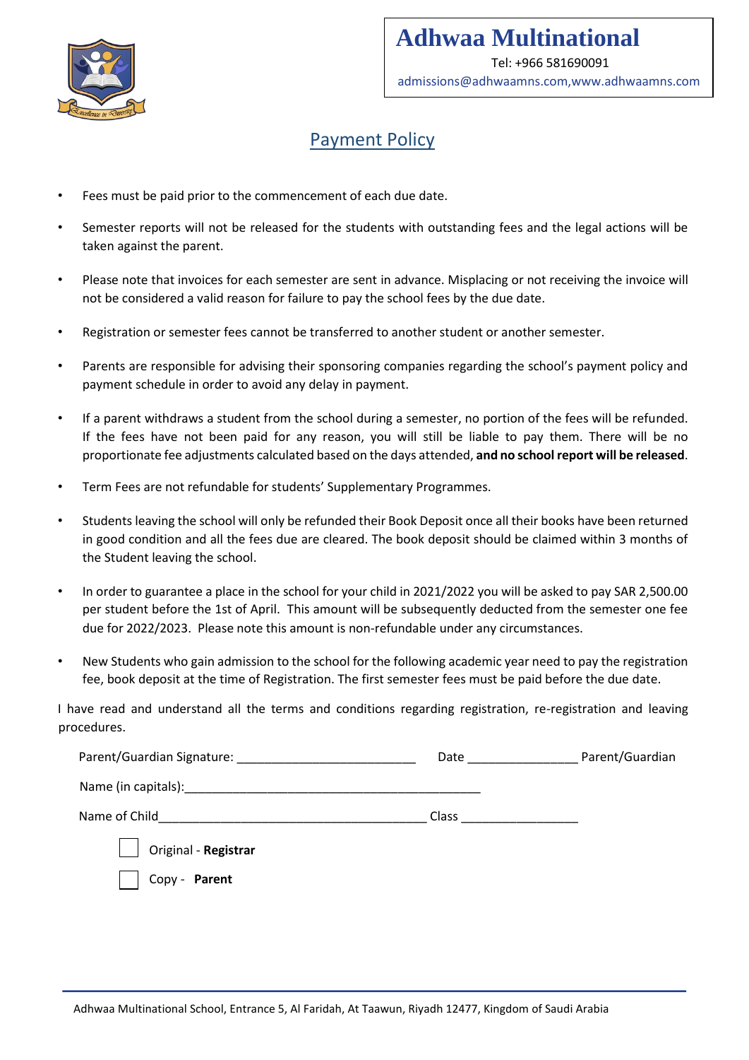# Adhwaa Multinational

Tel: +966 581690091

admissions@adhwaamns.com,www.adhwaamns.com

## Payment Policy

- Fees must be paid prior to the commencement of each due date.
- Semester reports will not be released for the students with outstanding fees and the legal actions will be taken against the parent.
- Please note that invoices for each semester are sent in advance. Misplacing or not receiving the invoice will not be considered a valid reason for failure to pay the school fees by the due date.
- Registration or semester fees cannot be transferred to another student or another semester.
- Parents are responsible for advising their sponsoring companies regarding the school's payment policy and payment schedule in order to avoid any delay in payment.
- If a parent withdraws a student from the school during a semester, no portion of the fees will be refunded. If the fees have not been paid for any reason, you will still be liable to pay them. There will be no proportionate fee adjustments calculated based on the days attended, **and no school report will be released**.
- Term Fees are not refundable for students' Supplementary Programmes.
- Students leaving the school will only be refunded their Book Deposit once all their books have been returned in good condition and all the fees due are cleared. The book deposit should be claimed within 3 months of the Student leaving the school.
- In order to guarantee a place in the school for your child in 2021/2022 you will be asked to pay SAR 2,500.00 per student before the 1st of April. This amount will be subsequently deducted from the semester one fee due for 2022/2023. Please note this amount is non-refundable under any circumstances.
- New Students who gain admission to the school for the following academic year need to pay the registration fee, book deposit at the time of Registration. The first semester fees must be paid before the due date.

I have read and understand all the terms and conditions regarding registration, re-registration and leaving procedures.

Parent/Guardian Signature: ___________________________ Date ________________ Parent/Guardian

Name (in capitals):_____________________________________________

Name of Child_________________________________________ Class _________________

☐ Original - **Registrar**

☐ Copy - **Parent**

Adhwaa Multinational School, Entrance 5, Al Faridah, At Taawun, Riyadh 12477, Kingdom of Saudi Arabia